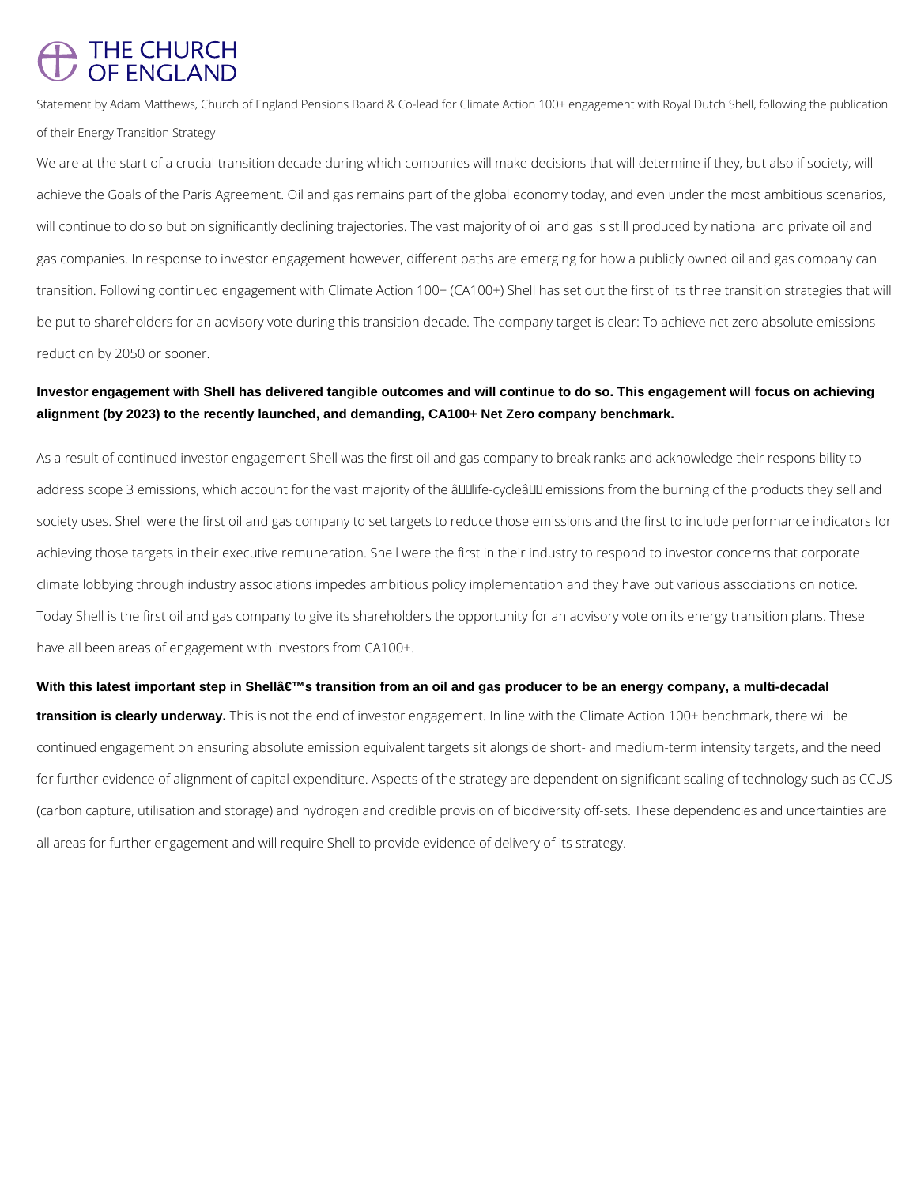# THE CHURCH OF ENGLAND

Statement by Adam Matthews, Church of England Pensions Board & Co-lead for Climate Action 100+ engagement with Royal Dutch Shell, following the publication of their Energy Transition Strategy

We are at the start of a crucial transition decade during which companies will make decisions that will determine if they, but also if society, will achieve the Goals of the Paris Agreement. Oil and gas remains part of the global economy today, and even under the most ambitious scenarios, will continue to do so but on significantly declining trajectories. The vast majority of oil and gas is still produced by national and private oil and gas companies. In response to investor engagement however, different paths are emerging for how a publicly owned oil and gas company can transition. Following continued engagement with Climate Action 100+ (CA100+) Shell has set out the first of its three transition strategies that will be put to shareholders for an advisory vote during this transition decade. The company target is clear: To achieve net zero absolute emissions reduction by 2050 or sooner.

**Investor engagement with Shell has delivered tangible outcomes and will continue to do so. This engagement will focus on achieving alignment (by 2023) to the recently launched, and demanding, CA100+ Net Zero company benchmark.**

As a result of continued investor engagement Shell was the first oil and gas company to break ranks and acknowledge their responsibility to address scope 3 emissions, which account for the vast majority of the â€œlife-cycleâ€ emissions from the burning of the products they sell and society uses. Shell were the first oil and gas company to set targets to reduce those emissions and the first to include performance indicators for achieving those targets in their executive remuneration. Shell were the first in their industry to respond to investor concerns that corporate climate lobbying through industry associations impedes ambitious policy implementation and they have put various associations on notice. Today Shell is the first oil and gas company to give its shareholders the opportunity for an advisory vote on its energy transition plans. These have all been areas of engagement with investors from CA100+.

**With this latest important step in Shellâ€™s transition from an oil and gas producer to be an energy company, a multi-decadal transition is clearly underway.** This is not the end of investor engagement. In line with the Climate Action 100+ benchmark, there will be continued engagement on ensuring absolute emission equivalent targets sit alongside short- and medium-term intensity targets, and the need for further evidence of alignment of capital expenditure. Aspects of the strategy are dependent on significant scaling of technology such as CCUS (carbon capture, utilisation and storage) and hydrogen and credible provision of biodiversity off-sets. These dependencies and uncertainties are all areas for further engagement and will require Shell to provide evidence of delivery of its strategy.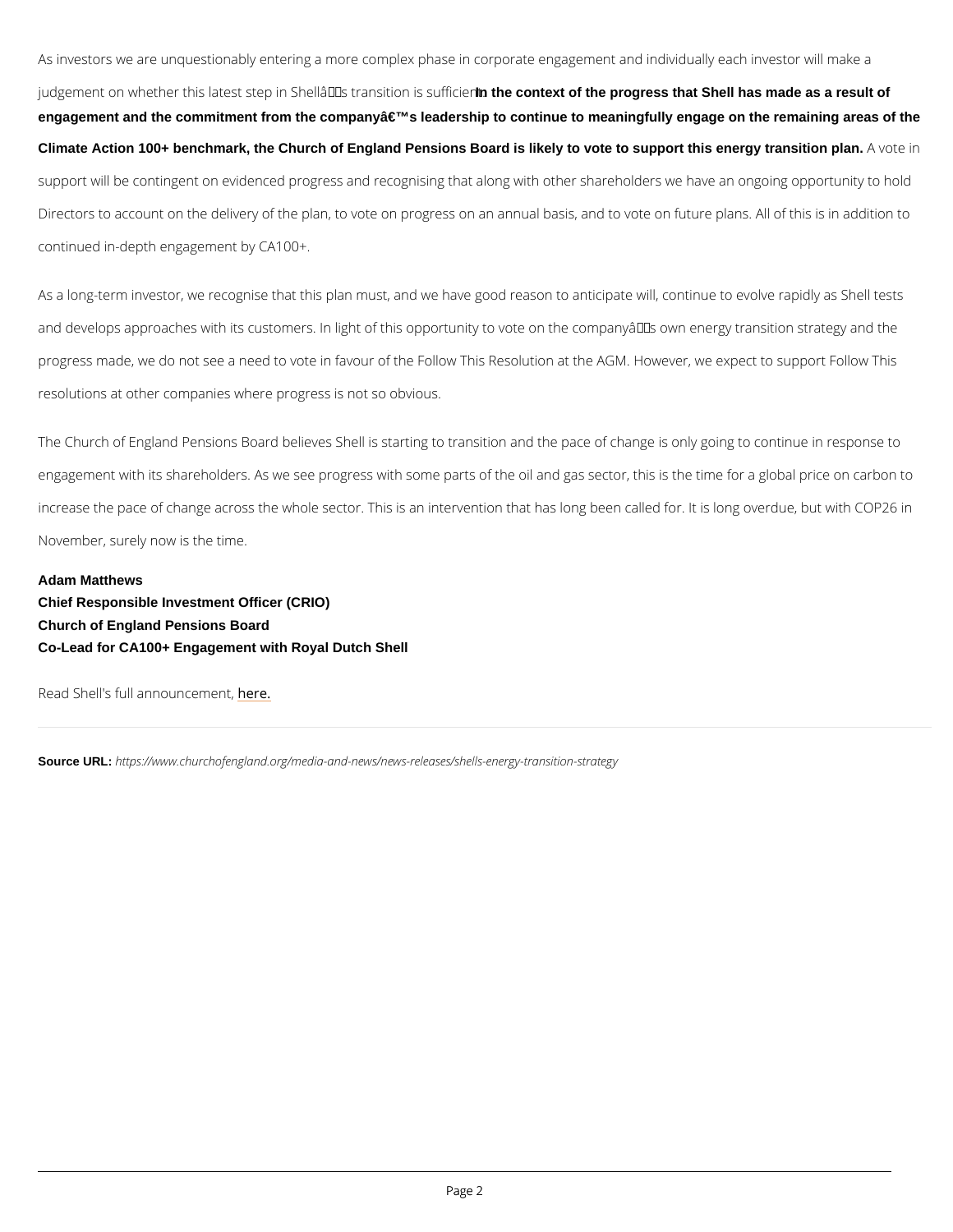As investors we are unquestionably entering a more complex phase in corporate engagement and individually each investor will make a judgement on whether this latest step in Shellâs transition is sufficient. **In the context of the progress that Shell has made as a result of engagement and the commitment from the companyâ€™s leadership to continue to meaningfully engage on the remaining areas of the Climate Action 100+ benchmark, the Church of England Pensions Board is likely to vote to support this energy transition plan.** A vote in support will be contingent on evidenced progress and recognising that along with other shareholders we have an ongoing opportunity to hold Directors to account on the delivery of the plan, to vote on progress on an annual basis, and to vote on future plans. All of this is in addition to continued in-depth engagement by CA100+.

As a long-term investor, we recognise that this plan must, and we have good reason to anticipate will, continue to evolve rapidly as Shell tests and develops approaches with its customers. In light of this opportunity to vote on the companyâs own energy transition strategy and the progress made, we do not see a need to vote in favour of the Follow This Resolution at the AGM. However, we expect to support Follow This resolutions at other companies where progress is not so obvious.

The Church of England Pensions Board believes Shell is starting to transition and the pace of change is only going to continue in response to engagement with its shareholders. As we see progress with some parts of the oil and gas sector, this is the time for a global price on carbon to increase the pace of change across the whole sector. This is an intervention that has long been called for. It is long overdue, but with COP26 in November, surely now is the time.

**Adam Matthews**
**Chief Responsible Investment Officer (CRIO)**
**Church of England Pensions Board**
**Co-Lead for CA100+ Engagement with Royal Dutch Shell**

Read Shell's full announcement, here.

---

**Source URL:** *https://www.churchofengland.org/media-and-news/news-releases/shells-energy-transition-strategy*